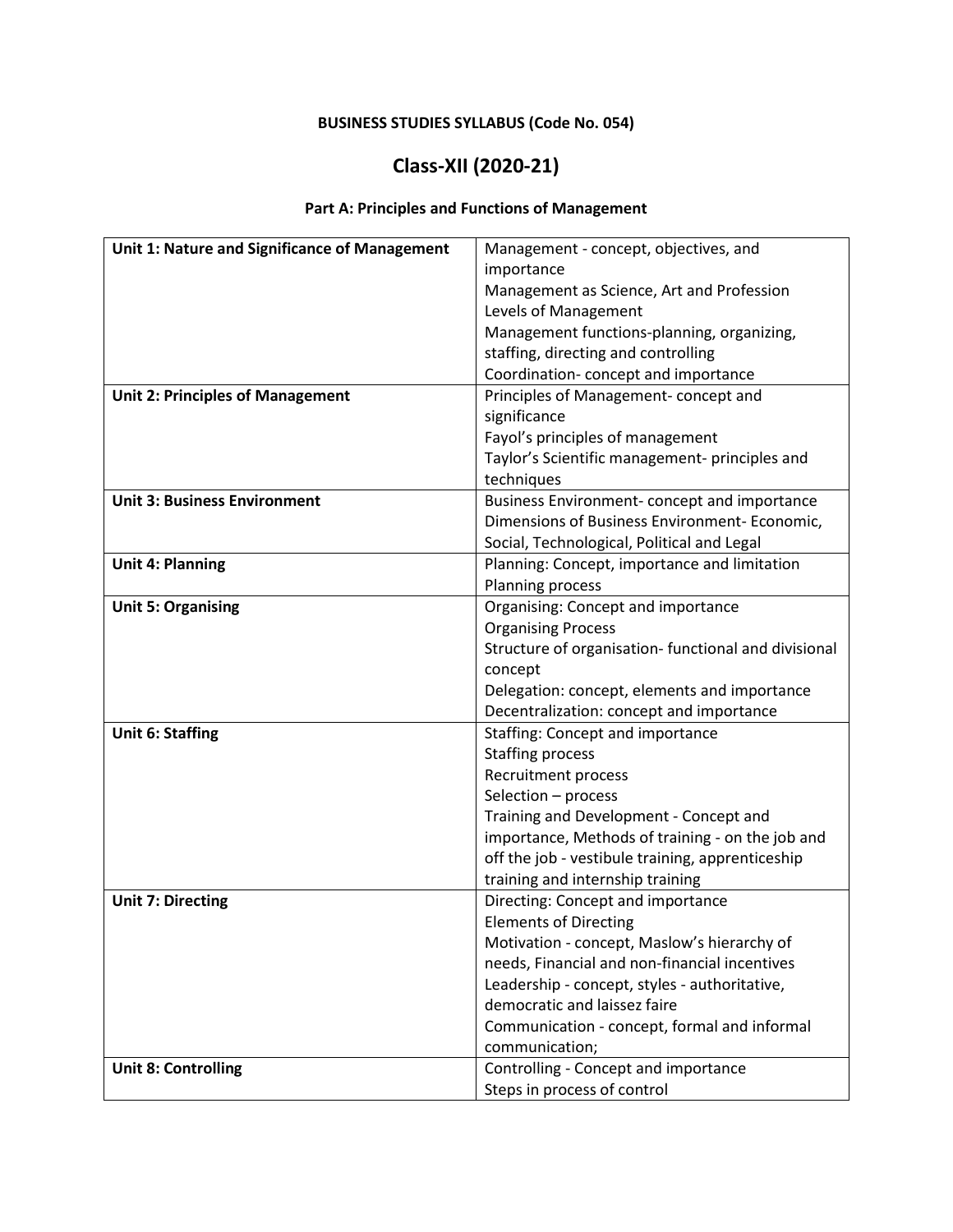**BUSINESS STUDIES SYLLABUS (Code No. 054)**

# Class-XII (2020-21)

## Part A: Principles and Functions of Management

| Unit | Content |
| --- | --- |
| **Unit 1: Nature and Significance of Management** | Management - concept, objectives, and importance<br>Management as Science, Art and Profession<br>Levels of Management<br>Management functions-planning, organizing, staffing, directing and controlling<br>Coordination- concept and importance |
| **Unit 2: Principles of Management** | Principles of Management- concept and significance<br>Fayol's principles of management<br>Taylor's Scientific management- principles and techniques |
| **Unit 3: Business Environment** | Business Environment- concept and importance<br>Dimensions of Business Environment- Economic, Social, Technological, Political and Legal |
| **Unit 4: Planning** | Planning: Concept, importance and limitation<br>Planning process |
| **Unit 5: Organising** | Organising: Concept and importance<br>Organising Process<br>Structure of organisation- functional and divisional concept<br>Delegation: concept, elements and importance<br>Decentralization: concept and importance |
| **Unit 6: Staffing** | Staffing: Concept and importance<br>Staffing process<br>Recruitment process<br>Selection – process<br>Training and Development - Concept and importance, Methods of training - on the job and off the job - vestibule training, apprenticeship training and internship training |
| **Unit 7: Directing** | Directing: Concept and importance<br>Elements of Directing<br>Motivation - concept, Maslow's hierarchy of needs, Financial and non-financial incentives<br>Leadership - concept, styles - authoritative, democratic and laissez faire<br>Communication - concept, formal and informal communication; |
| **Unit 8: Controlling** | Controlling - Concept and importance<br>Steps in process of control |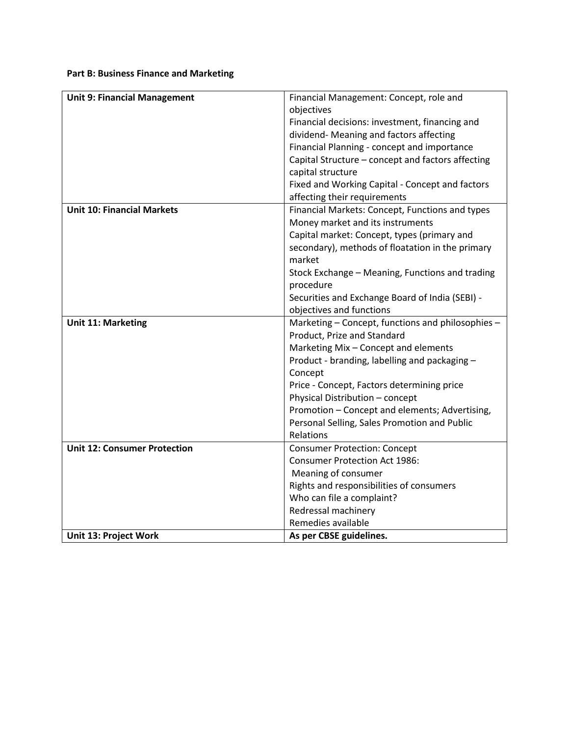**Part B: Business Finance and Marketing**

| | |
|---|---|
| **Unit 9: Financial Management** | Financial Management: Concept, role and objectives<br>Financial decisions: investment, financing and dividend- Meaning and factors affecting<br>Financial Planning - concept and importance<br>Capital Structure – concept and factors affecting capital structure<br>Fixed and Working Capital - Concept and factors affecting their requirements |
| **Unit 10: Financial Markets** | Financial Markets: Concept, Functions and types<br>Money market and its instruments<br>Capital market: Concept, types (primary and secondary), methods of floatation in the primary market<br>Stock Exchange – Meaning, Functions and trading procedure<br>Securities and Exchange Board of India (SEBI) - objectives and functions |
| **Unit 11: Marketing** | Marketing – Concept, functions and philosophies – Product, Prize and Standard<br>Marketing Mix – Concept and elements<br>Product - branding, labelling and packaging – Concept<br>Price - Concept, Factors determining price<br>Physical Distribution – concept<br>Promotion – Concept and elements; Advertising, Personal Selling, Sales Promotion and Public Relations |
| **Unit 12: Consumer Protection** | Consumer Protection: Concept<br>Consumer Protection Act 1986:<br>Meaning of consumer<br>Rights and responsibilities of consumers<br>Who can file a complaint?<br>Redressal machinery<br>Remedies available |
| **Unit 13: Project Work** | **As per CBSE guidelines.** |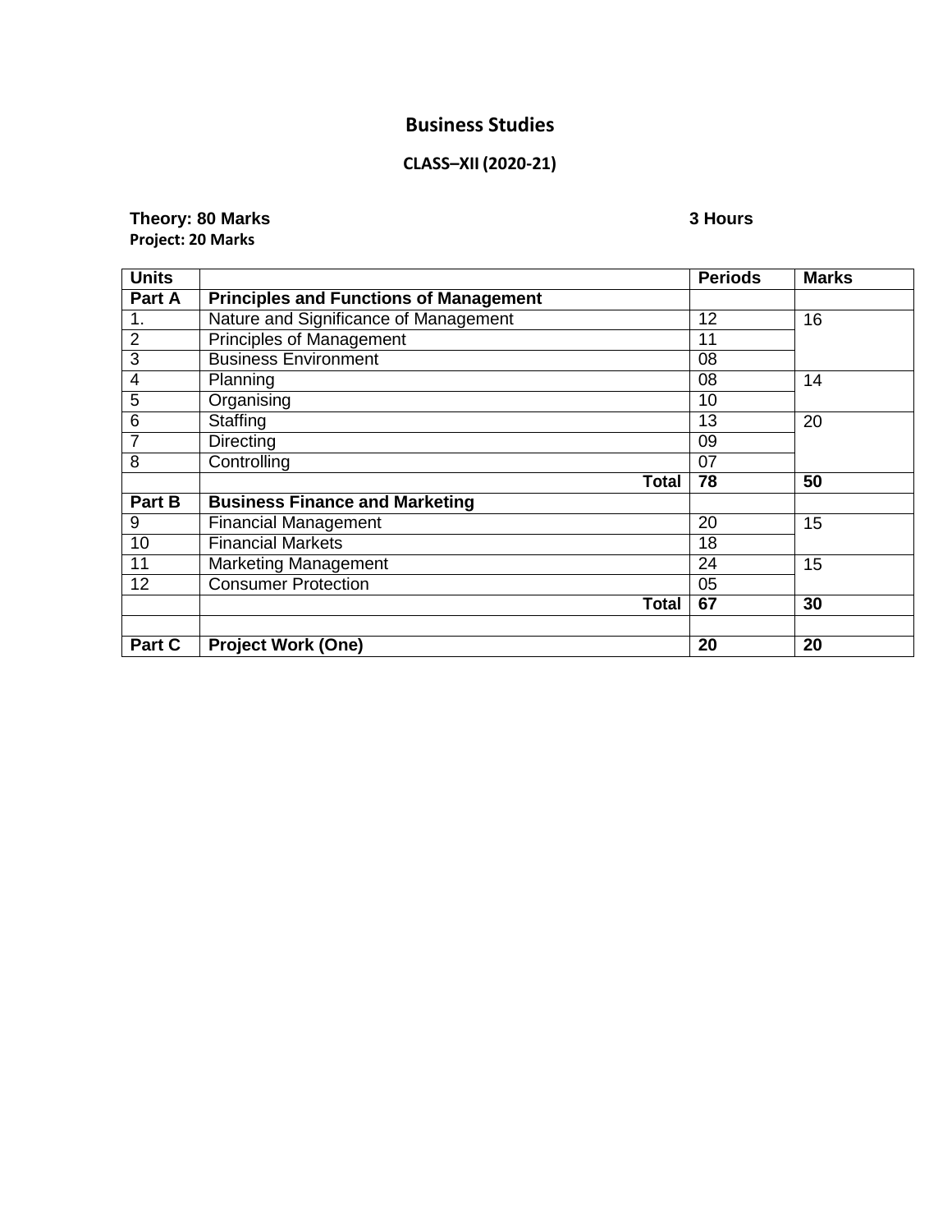# Business Studies

## CLASS–XII (2020-21)

**Theory: 80 Marks** **3 Hours**
**Project: 20 Marks**

| Units | | Periods | Marks |
|---|---|---|---|
| **Part A** | **Principles and Functions of Management** | | |
| 1. | Nature and Significance of Management | 12 | 16 |
| 2 | Principles of Management | 11 | |
| 3 | Business Environment | 08 | |
| 4 | Planning | 08 | 14 |
| 5 | Organising | 10 | |
| 6 | Staffing | 13 | 20 |
| 7 | Directing | 09 | |
| 8 | Controlling | 07 | |
| | **Total** | **78** | **50** |
| **Part B** | **Business Finance and Marketing** | | |
| 9 | Financial Management | 20 | 15 |
| 10 | Financial Markets | 18 | |
| 11 | Marketing Management | 24 | 15 |
| 12 | Consumer Protection | 05 | |
| | **Total** | **67** | **30** |
| | | | |
| **Part C** | **Project Work (One)** | **20** | **20** |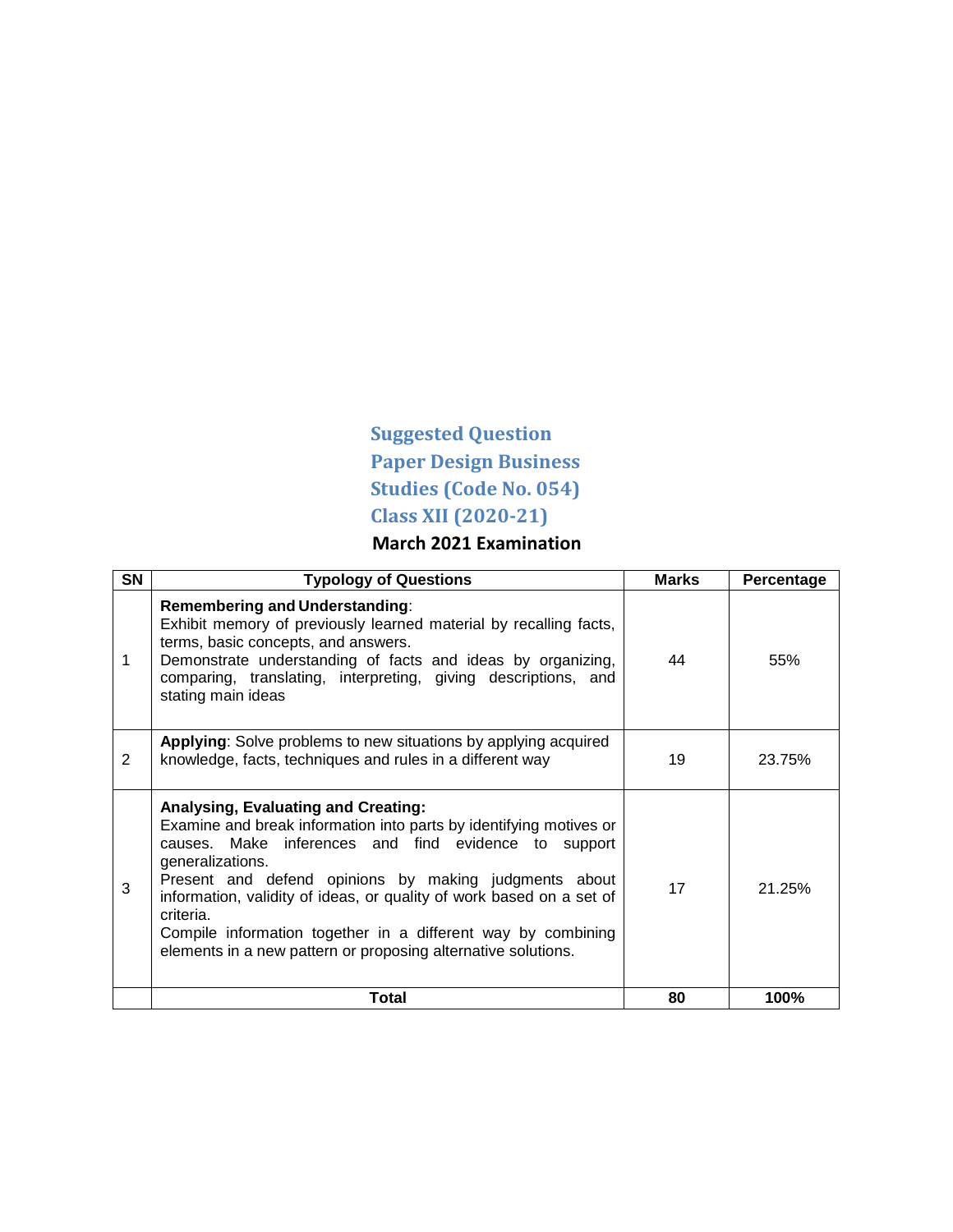## Suggested Question Paper Design Business Studies (Code No. 054) Class XII (2020-21)

**March 2021 Examination**

| SN | Typology of Questions | Marks | Percentage |
|---|---|---|---|
| 1 | **Remembering and Understanding**: Exhibit memory of previously learned material by recalling facts, terms, basic concepts, and answers. Demonstrate understanding of facts and ideas by organizing, comparing, translating, interpreting, giving descriptions, and stating main ideas | 44 | 55% |
| 2 | **Applying**: Solve problems to new situations by applying acquired knowledge, facts, techniques and rules in a different way | 19 | 23.75% |
| 3 | **Analysing, Evaluating and Creating:** Examine and break information into parts by identifying motives or causes. Make inferences and find evidence to support generalizations. Present and defend opinions by making judgments about information, validity of ideas, or quality of work based on a set of criteria. Compile information together in a different way by combining elements in a new pattern or proposing alternative solutions. | 17 | 21.25% |
| | **Total** | **80** | **100%** |